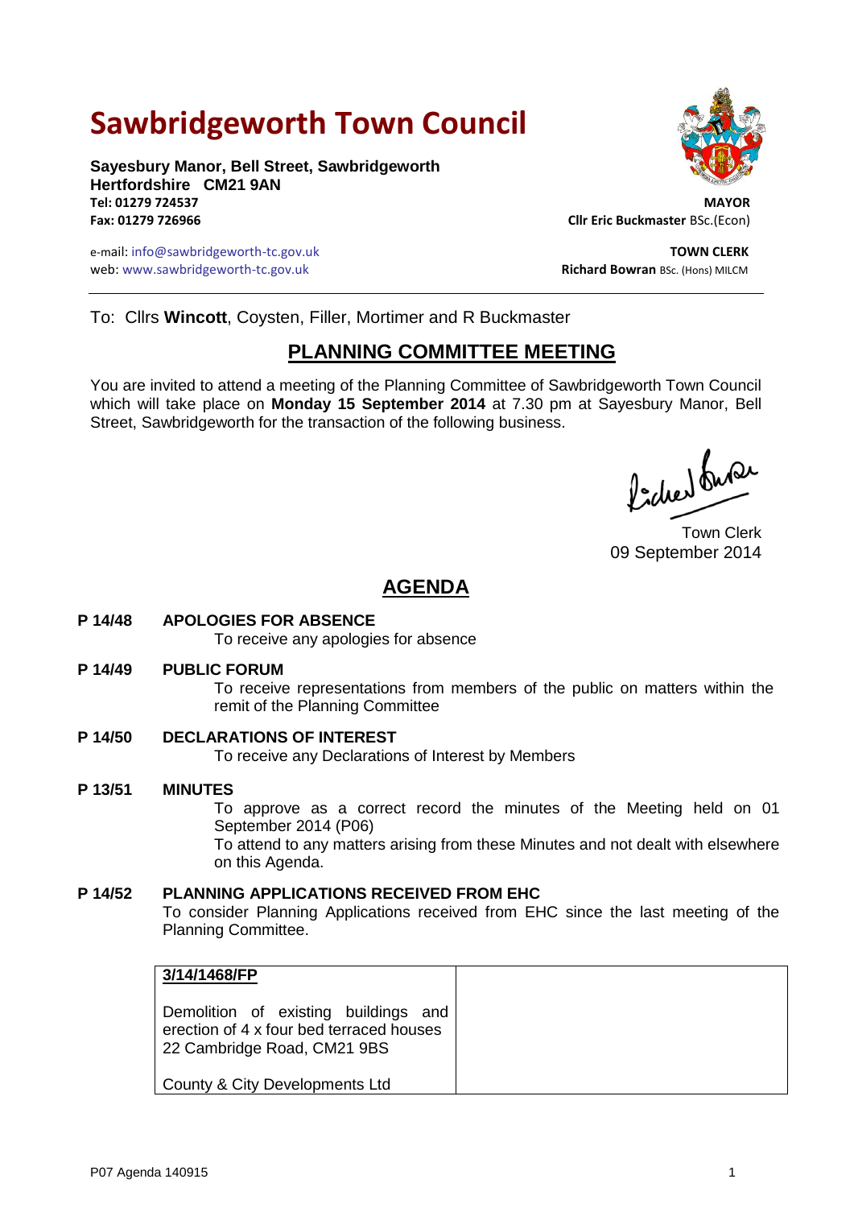# Sawbridgeworth Town Council

**Sayesbury Manor, Bell Street, Sawbridgeworth**
**Hertfordshire CM21 9AN**
**Tel: 01279 724537**
**Fax: 01279 726966**

e-mail: info@sawbridgeworth-tc.gov.uk
web: www.sawbridgeworth-tc.gov.uk

**MAYOR**
**Cllr Eric Buckmaster** BSc.(Econ)

**TOWN CLERK**
**Richard Bowran** BSc. (Hons) MILCM

To: Cllrs **Wincott**, Coysten, Filler, Mortimer and R Buckmaster

## PLANNING COMMITTEE MEETING

You are invited to attend a meeting of the Planning Committee of Sawbridgeworth Town Council which will take place on **Monday 15 September 2014** at 7.30 pm at Sayesbury Manor, Bell Street, Sawbridgeworth for the transaction of the following business.

Town Clerk
09 September 2014

## AGENDA

**P 14/48 APOLOGIES FOR ABSENCE**
To receive any apologies for absence

**P 14/49 PUBLIC FORUM**
To receive representations from members of the public on matters within the remit of the Planning Committee

**P 14/50 DECLARATIONS OF INTEREST**
To receive any Declarations of Interest by Members

**P 13/51 MINUTES**
To approve as a correct record the minutes of the Meeting held on 01 September 2014 (P06)
To attend to any matters arising from these Minutes and not dealt with elsewhere on this Agenda.

**P 14/52 PLANNING APPLICATIONS RECEIVED FROM EHC**
To consider Planning Applications received from EHC since the last meeting of the Planning Committee.

| | |
|---|---|
| **3/14/1468/FP**<br><br>Demolition of existing buildings and erection of 4 x four bed terraced houses 22 Cambridge Road, CM21 9BS<br><br>County & City Developments Ltd | |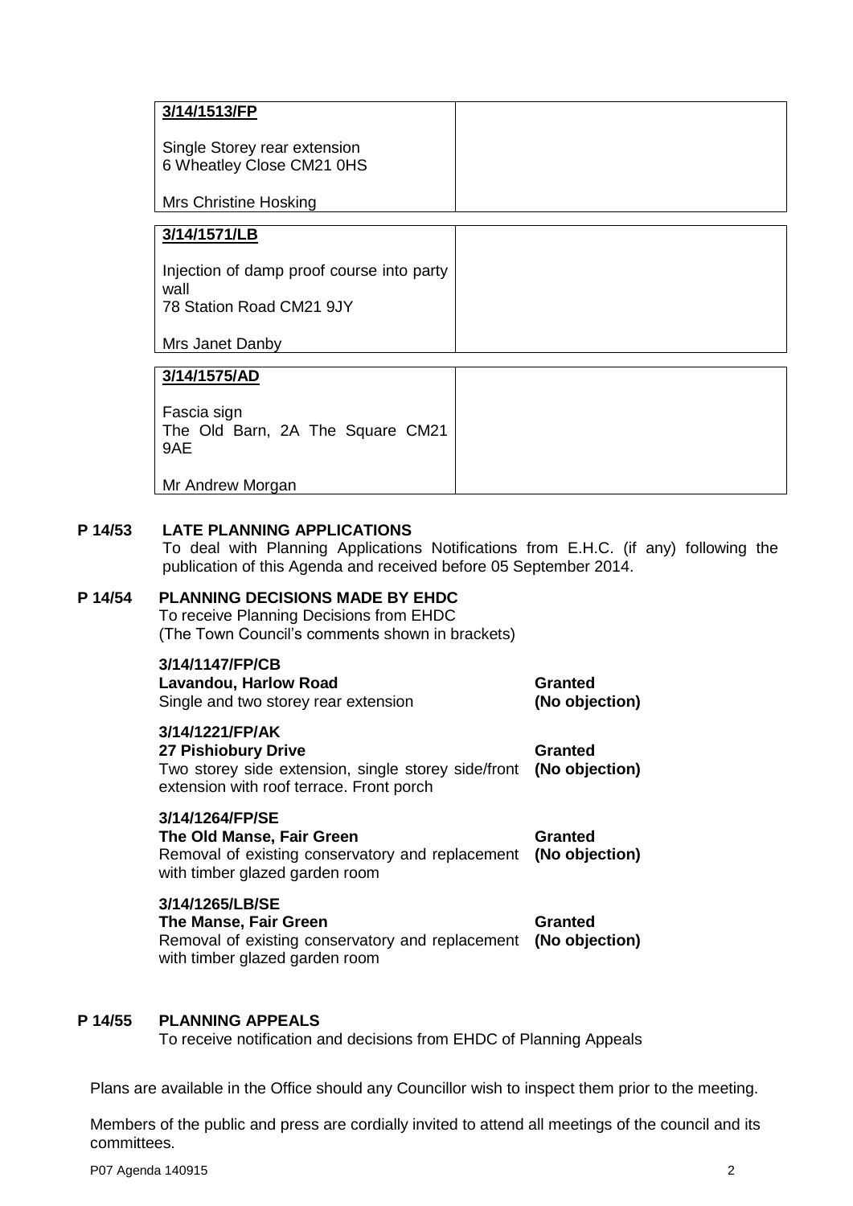| | |
|---|---|
| **3/14/1513/FP**<br><br>Single Storey rear extension<br>6 Wheatley Close CM21 0HS<br><br>Mrs Christine Hosking | |

| | |
|---|---|
| **3/14/1571/LB**<br><br>Injection of damp proof course into party wall<br>78 Station Road CM21 9JY<br><br>Mrs Janet Danby | |

| | |
|---|---|
| **3/14/1575/AD**<br><br>Fascia sign<br>The Old Barn, 2A The Square CM21 9AE<br><br>Mr Andrew Morgan | |

## P 14/53 LATE PLANNING APPLICATIONS

To deal with Planning Applications Notifications from E.H.C. (if any) following the publication of this Agenda and received before 05 September 2014.

## P 14/54 PLANNING DECISIONS MADE BY EHDC

To receive Planning Decisions from EHDC
(The Town Council's comments shown in brackets)

**3/14/1147/FP/CB**
**Lavandou, Harlow Road** — **Granted**
Single and two storey rear extension — **(No objection)**

**3/14/1221/FP/AK**
**27 Pishiobury Drive** — **Granted**
Two storey side extension, single storey side/front extension with roof terrace. Front porch — **(No objection)**

**3/14/1264/FP/SE**
**The Old Manse, Fair Green** — **Granted**
Removal of existing conservatory and replacement with timber glazed garden room — **(No objection)**

**3/14/1265/LB/SE**
**The Manse, Fair Green** — **Granted**
Removal of existing conservatory and replacement with timber glazed garden room — **(No objection)**

## P 14/55 PLANNING APPEALS

To receive notification and decisions from EHDC of Planning Appeals

Plans are available in the Office should any Councillor wish to inspect them prior to the meeting.

Members of the public and press are cordially invited to attend all meetings of the council and its committees.